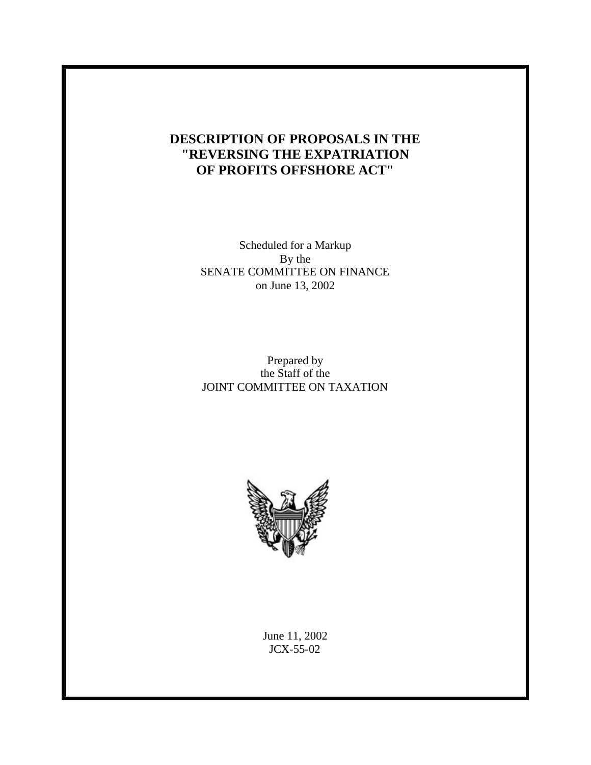# DESCRIPTION OF PROPOSALS IN THE "REVERSING THE EXPATRIATION OF PROFITS OFFSHORE ACT"

Scheduled for a Markup
By the
SENATE COMMITTEE ON FINANCE
on June 13, 2002

Prepared by
the Staff of the
JOINT COMMITTEE ON TAXATION

June 11, 2002
JCX-55-02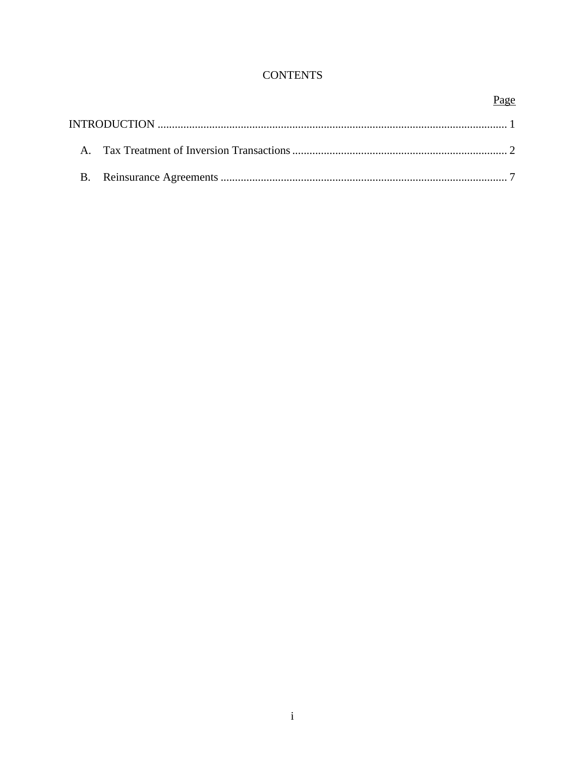# CONTENTS

| | Page |
|---|---|
| INTRODUCTION | 1 |
| A. Tax Treatment of Inversion Transactions | 2 |
| B. Reinsurance Agreements | 7 |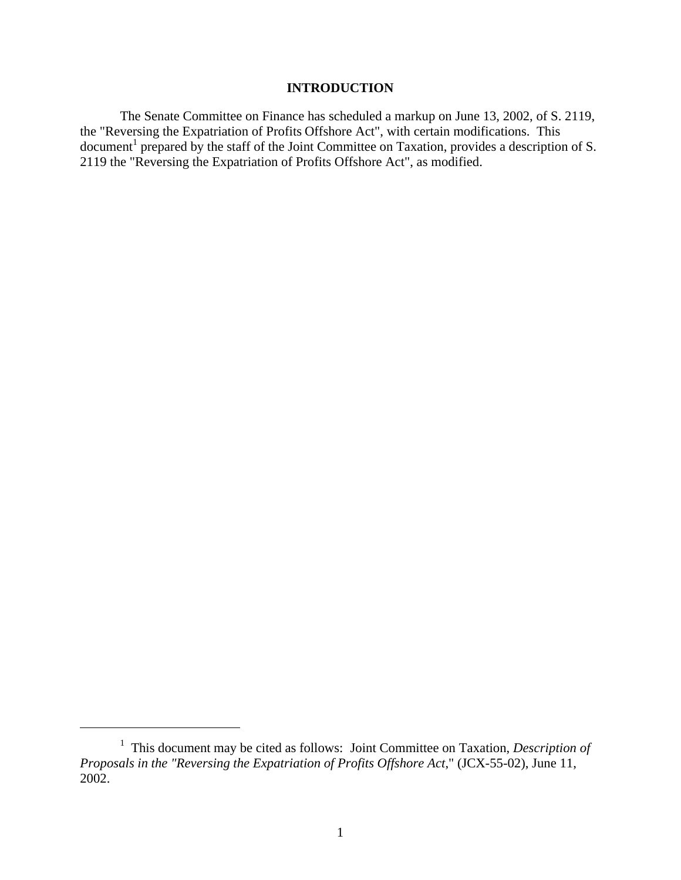# INTRODUCTION

The Senate Committee on Finance has scheduled a markup on June 13, 2002, of S. 2119, the "Reversing the Expatriation of Profits Offshore Act", with certain modifications. This document[1] prepared by the staff of the Joint Committee on Taxation, provides a description of S. 2119 the "Reversing the Expatriation of Profits Offshore Act", as modified.

---

[1] This document may be cited as follows: Joint Committee on Taxation, *Description of Proposals in the "Reversing the Expatriation of Profits Offshore Act*," (JCX-55-02), June 11, 2002.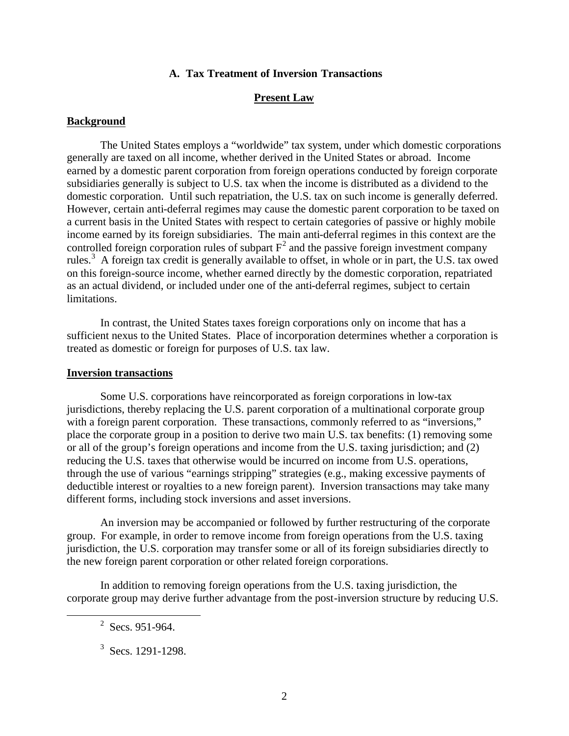### A. Tax Treatment of Inversion Transactions

#### Present Law

**Background**

The United States employs a "worldwide" tax system, under which domestic corporations generally are taxed on all income, whether derived in the United States or abroad. Income earned by a domestic parent corporation from foreign operations conducted by foreign corporate subsidiaries generally is subject to U.S. tax when the income is distributed as a dividend to the domestic corporation. Until such repatriation, the U.S. tax on such income is generally deferred. However, certain anti-deferral regimes may cause the domestic parent corporation to be taxed on a current basis in the United States with respect to certain categories of passive or highly mobile income earned by its foreign subsidiaries. The main anti-deferral regimes in this context are the controlled foreign corporation rules of subpart F[2] and the passive foreign investment company rules.[3] A foreign tax credit is generally available to offset, in whole or in part, the U.S. tax owed on this foreign-source income, whether earned directly by the domestic corporation, repatriated as an actual dividend, or included under one of the anti-deferral regimes, subject to certain limitations.

In contrast, the United States taxes foreign corporations only on income that has a sufficient nexus to the United States. Place of incorporation determines whether a corporation is treated as domestic or foreign for purposes of U.S. tax law.

**Inversion transactions**

Some U.S. corporations have reincorporated as foreign corporations in low-tax jurisdictions, thereby replacing the U.S. parent corporation of a multinational corporate group with a foreign parent corporation. These transactions, commonly referred to as "inversions," place the corporate group in a position to derive two main U.S. tax benefits: (1) removing some or all of the group's foreign operations and income from the U.S. taxing jurisdiction; and (2) reducing the U.S. taxes that otherwise would be incurred on income from U.S. operations, through the use of various "earnings stripping" strategies (e.g., making excessive payments of deductible interest or royalties to a new foreign parent). Inversion transactions may take many different forms, including stock inversions and asset inversions.

An inversion may be accompanied or followed by further restructuring of the corporate group. For example, in order to remove income from foreign operations from the U.S. taxing jurisdiction, the U.S. corporation may transfer some or all of its foreign subsidiaries directly to the new foreign parent corporation or other related foreign corporations.

In addition to removing foreign operations from the U.S. taxing jurisdiction, the corporate group may derive further advantage from the post-inversion structure by reducing U.S.

[2] Secs. 951-964.

[3] Secs. 1291-1298.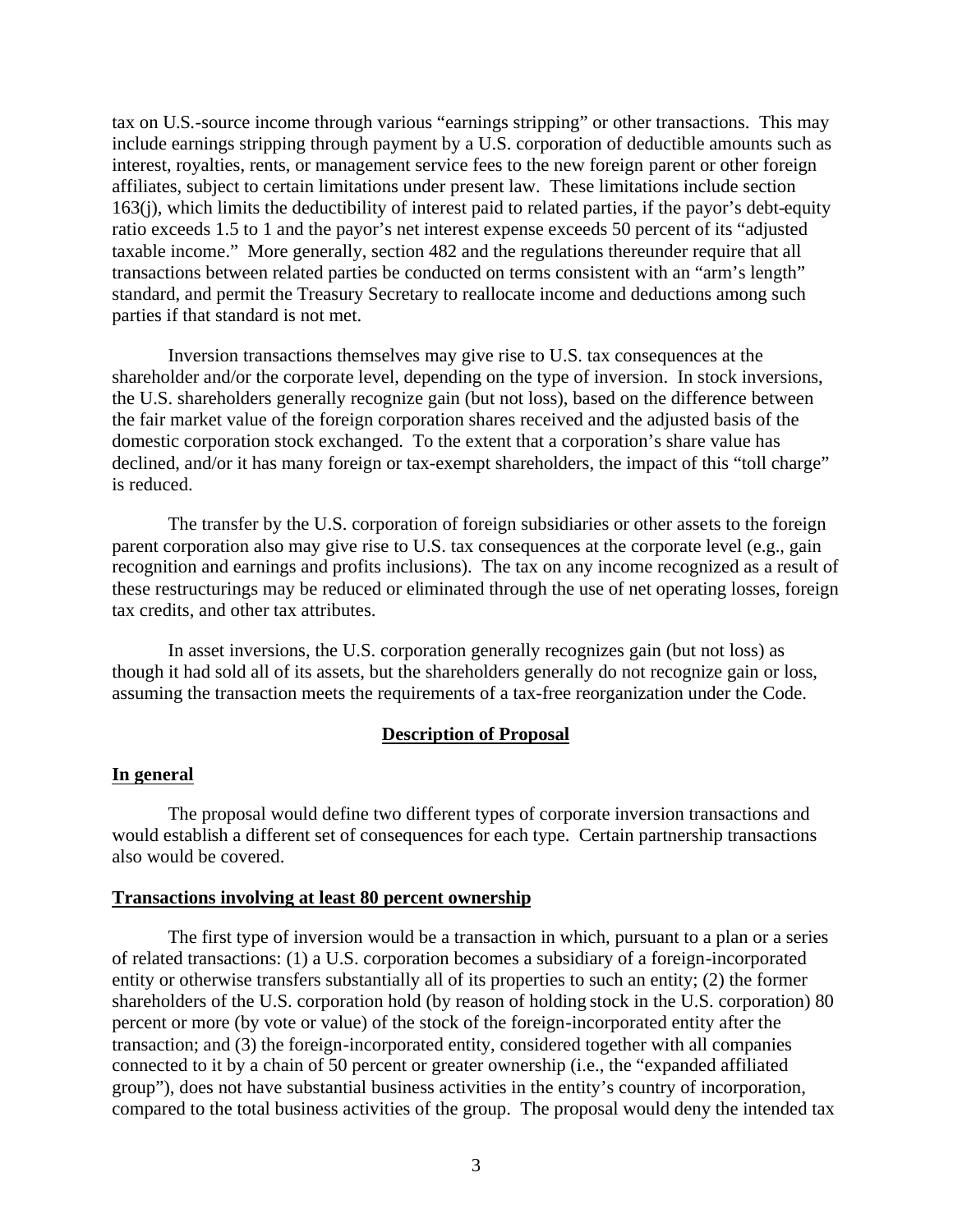tax on U.S.-source income through various "earnings stripping" or other transactions. This may include earnings stripping through payment by a U.S. corporation of deductible amounts such as interest, royalties, rents, or management service fees to the new foreign parent or other foreign affiliates, subject to certain limitations under present law. These limitations include section 163(j), which limits the deductibility of interest paid to related parties, if the payor's debt-equity ratio exceeds 1.5 to 1 and the payor's net interest expense exceeds 50 percent of its "adjusted taxable income." More generally, section 482 and the regulations thereunder require that all transactions between related parties be conducted on terms consistent with an "arm's length" standard, and permit the Treasury Secretary to reallocate income and deductions among such parties if that standard is not met.

Inversion transactions themselves may give rise to U.S. tax consequences at the shareholder and/or the corporate level, depending on the type of inversion. In stock inversions, the U.S. shareholders generally recognize gain (but not loss), based on the difference between the fair market value of the foreign corporation shares received and the adjusted basis of the domestic corporation stock exchanged. To the extent that a corporation's share value has declined, and/or it has many foreign or tax-exempt shareholders, the impact of this "toll charge" is reduced.

The transfer by the U.S. corporation of foreign subsidiaries or other assets to the foreign parent corporation also may give rise to U.S. tax consequences at the corporate level (e.g., gain recognition and earnings and profits inclusions). The tax on any income recognized as a result of these restructurings may be reduced or eliminated through the use of net operating losses, foreign tax credits, and other tax attributes.

In asset inversions, the U.S. corporation generally recognizes gain (but not loss) as though it had sold all of its assets, but the shareholders generally do not recognize gain or loss, assuming the transaction meets the requirements of a tax-free reorganization under the Code.

## Description of Proposal

### In general

The proposal would define two different types of corporate inversion transactions and would establish a different set of consequences for each type. Certain partnership transactions also would be covered.

### Transactions involving at least 80 percent ownership

The first type of inversion would be a transaction in which, pursuant to a plan or a series of related transactions: (1) a U.S. corporation becomes a subsidiary of a foreign-incorporated entity or otherwise transfers substantially all of its properties to such an entity; (2) the former shareholders of the U.S. corporation hold (by reason of holding stock in the U.S. corporation) 80 percent or more (by vote or value) of the stock of the foreign-incorporated entity after the transaction; and (3) the foreign-incorporated entity, considered together with all companies connected to it by a chain of 50 percent or greater ownership (i.e., the "expanded affiliated group"), does not have substantial business activities in the entity's country of incorporation, compared to the total business activities of the group. The proposal would deny the intended tax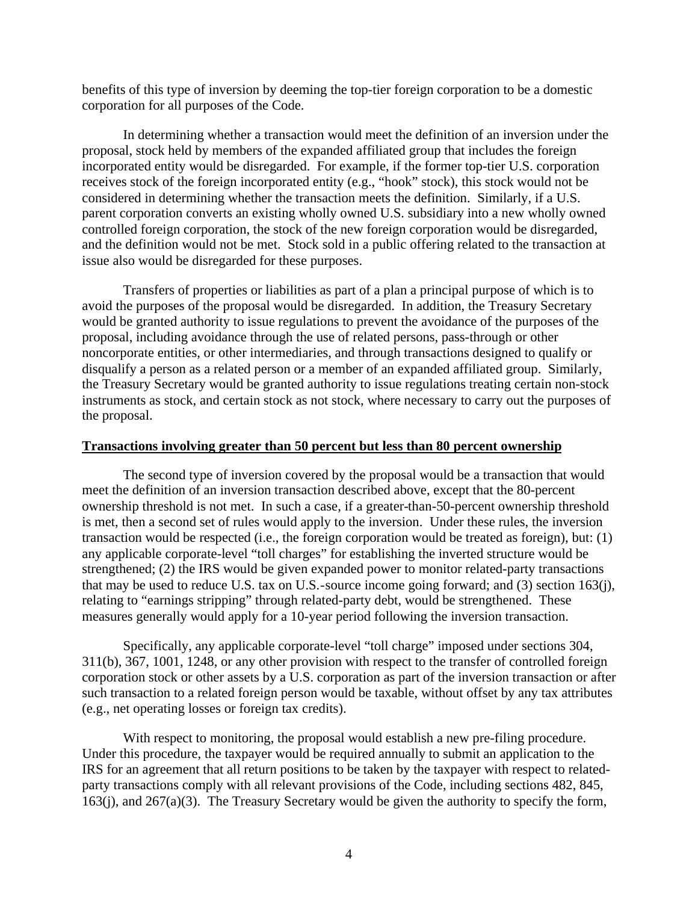benefits of this type of inversion by deeming the top-tier foreign corporation to be a domestic corporation for all purposes of the Code.

In determining whether a transaction would meet the definition of an inversion under the proposal, stock held by members of the expanded affiliated group that includes the foreign incorporated entity would be disregarded. For example, if the former top-tier U.S. corporation receives stock of the foreign incorporated entity (e.g., "hook" stock), this stock would not be considered in determining whether the transaction meets the definition. Similarly, if a U.S. parent corporation converts an existing wholly owned U.S. subsidiary into a new wholly owned controlled foreign corporation, the stock of the new foreign corporation would be disregarded, and the definition would not be met. Stock sold in a public offering related to the transaction at issue also would be disregarded for these purposes.

Transfers of properties or liabilities as part of a plan a principal purpose of which is to avoid the purposes of the proposal would be disregarded. In addition, the Treasury Secretary would be granted authority to issue regulations to prevent the avoidance of the purposes of the proposal, including avoidance through the use of related persons, pass-through or other noncorporate entities, or other intermediaries, and through transactions designed to qualify or disqualify a person as a related person or a member of an expanded affiliated group. Similarly, the Treasury Secretary would be granted authority to issue regulations treating certain non-stock instruments as stock, and certain stock as not stock, where necessary to carry out the purposes of the proposal.

**Transactions involving greater than 50 percent but less than 80 percent ownership**

The second type of inversion covered by the proposal would be a transaction that would meet the definition of an inversion transaction described above, except that the 80-percent ownership threshold is not met. In such a case, if a greater-than-50-percent ownership threshold is met, then a second set of rules would apply to the inversion. Under these rules, the inversion transaction would be respected (i.e., the foreign corporation would be treated as foreign), but: (1) any applicable corporate-level "toll charges" for establishing the inverted structure would be strengthened; (2) the IRS would be given expanded power to monitor related-party transactions that may be used to reduce U.S. tax on U.S.-source income going forward; and (3) section 163(j), relating to "earnings stripping" through related-party debt, would be strengthened. These measures generally would apply for a 10-year period following the inversion transaction.

Specifically, any applicable corporate-level "toll charge" imposed under sections 304, 311(b), 367, 1001, 1248, or any other provision with respect to the transfer of controlled foreign corporation stock or other assets by a U.S. corporation as part of the inversion transaction or after such transaction to a related foreign person would be taxable, without offset by any tax attributes (e.g., net operating losses or foreign tax credits).

With respect to monitoring, the proposal would establish a new pre-filing procedure. Under this procedure, the taxpayer would be required annually to submit an application to the IRS for an agreement that all return positions to be taken by the taxpayer with respect to related-party transactions comply with all relevant provisions of the Code, including sections 482, 845, 163(j), and 267(a)(3). The Treasury Secretary would be given the authority to specify the form,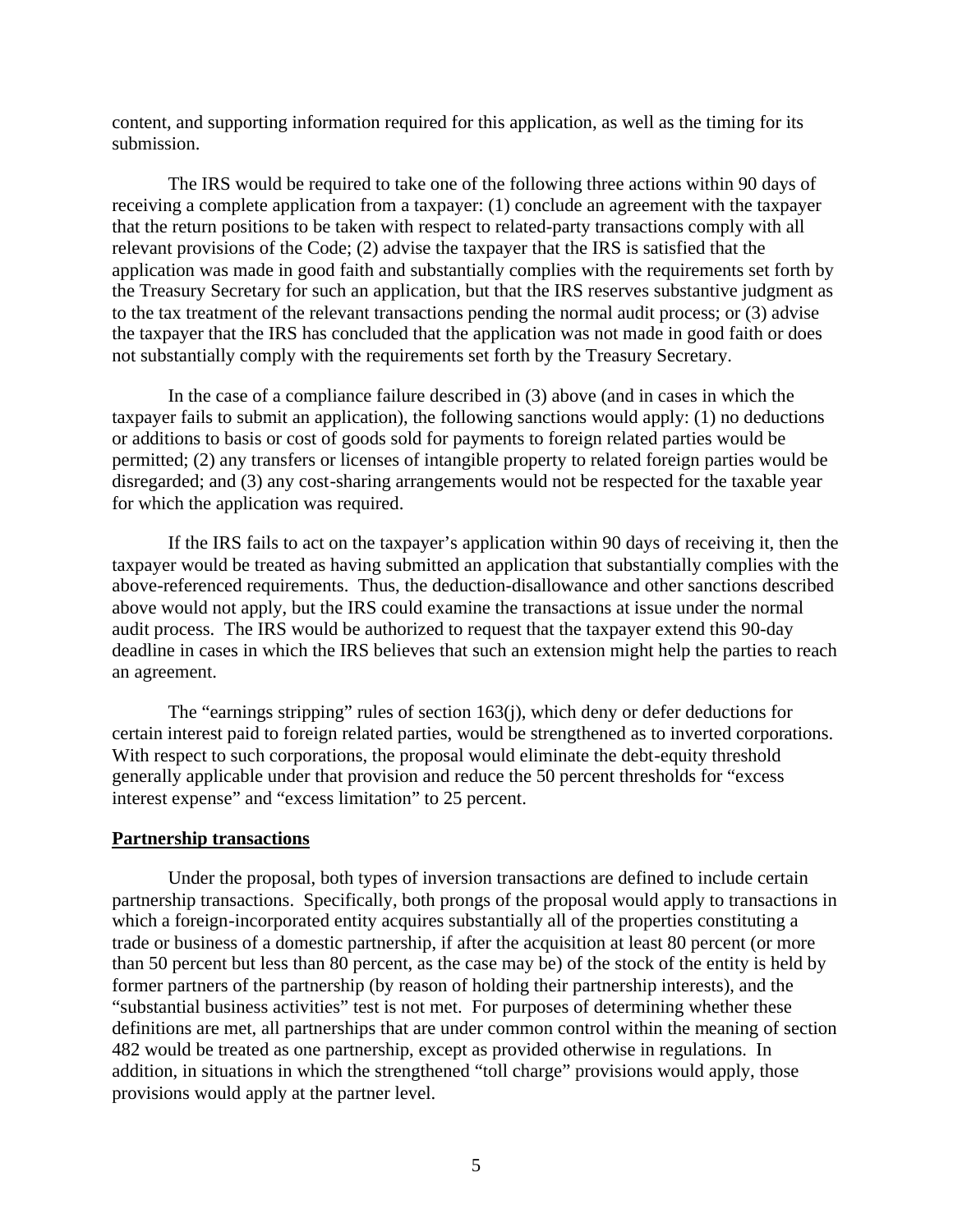content, and supporting information required for this application, as well as the timing for its submission.

The IRS would be required to take one of the following three actions within 90 days of receiving a complete application from a taxpayer: (1) conclude an agreement with the taxpayer that the return positions to be taken with respect to related-party transactions comply with all relevant provisions of the Code; (2) advise the taxpayer that the IRS is satisfied that the application was made in good faith and substantially complies with the requirements set forth by the Treasury Secretary for such an application, but that the IRS reserves substantive judgment as to the tax treatment of the relevant transactions pending the normal audit process; or (3) advise the taxpayer that the IRS has concluded that the application was not made in good faith or does not substantially comply with the requirements set forth by the Treasury Secretary.

In the case of a compliance failure described in (3) above (and in cases in which the taxpayer fails to submit an application), the following sanctions would apply: (1) no deductions or additions to basis or cost of goods sold for payments to foreign related parties would be permitted; (2) any transfers or licenses of intangible property to related foreign parties would be disregarded; and (3) any cost-sharing arrangements would not be respected for the taxable year for which the application was required.

If the IRS fails to act on the taxpayer's application within 90 days of receiving it, then the taxpayer would be treated as having submitted an application that substantially complies with the above-referenced requirements. Thus, the deduction-disallowance and other sanctions described above would not apply, but the IRS could examine the transactions at issue under the normal audit process. The IRS would be authorized to request that the taxpayer extend this 90-day deadline in cases in which the IRS believes that such an extension might help the parties to reach an agreement.

The "earnings stripping" rules of section 163(j), which deny or defer deductions for certain interest paid to foreign related parties, would be strengthened as to inverted corporations. With respect to such corporations, the proposal would eliminate the debt-equity threshold generally applicable under that provision and reduce the 50 percent thresholds for "excess interest expense" and "excess limitation" to 25 percent.

**Partnership transactions**

Under the proposal, both types of inversion transactions are defined to include certain partnership transactions. Specifically, both prongs of the proposal would apply to transactions in which a foreign-incorporated entity acquires substantially all of the properties constituting a trade or business of a domestic partnership, if after the acquisition at least 80 percent (or more than 50 percent but less than 80 percent, as the case may be) of the stock of the entity is held by former partners of the partnership (by reason of holding their partnership interests), and the "substantial business activities" test is not met. For purposes of determining whether these definitions are met, all partnerships that are under common control within the meaning of section 482 would be treated as one partnership, except as provided otherwise in regulations. In addition, in situations in which the strengthened "toll charge" provisions would apply, those provisions would apply at the partner level.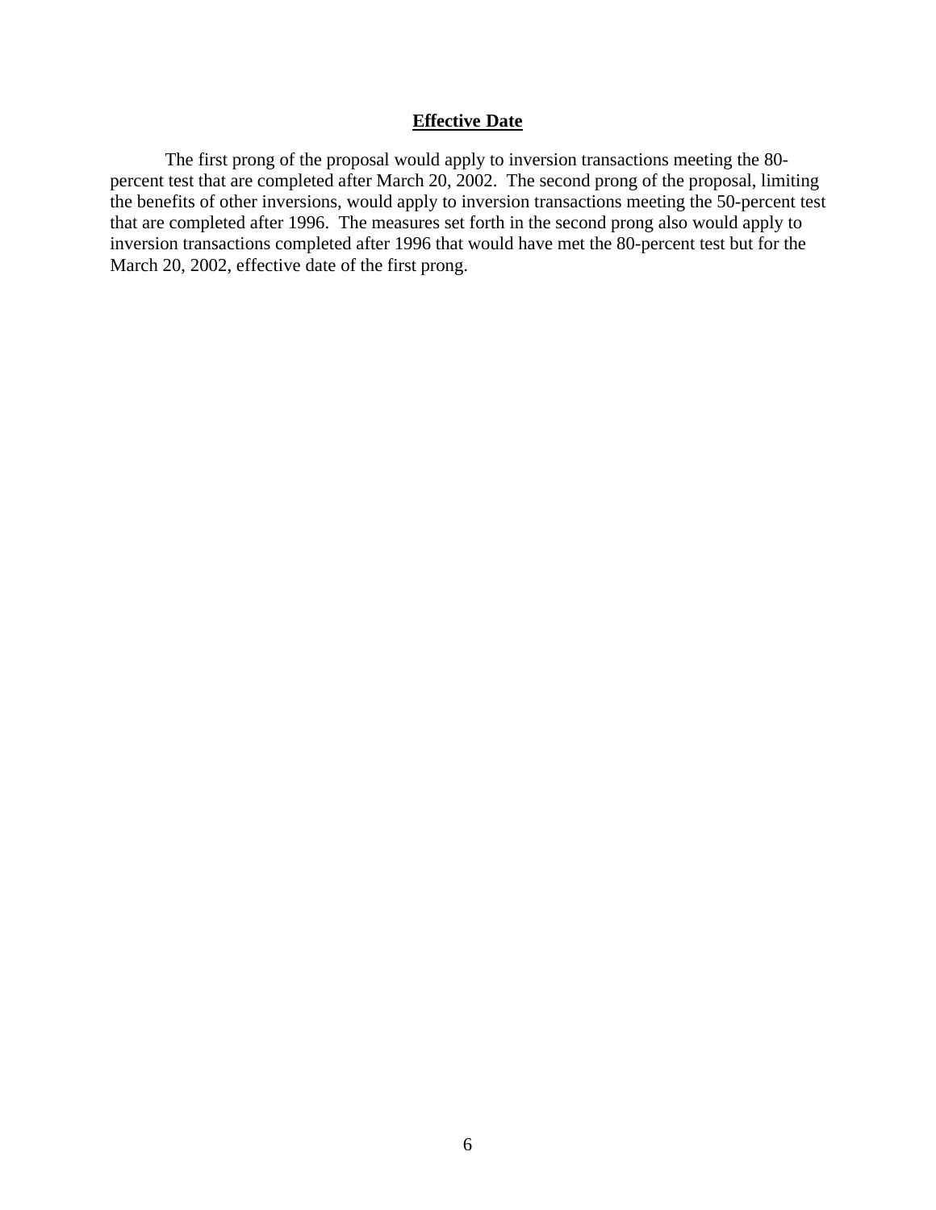## Effective Date

The first prong of the proposal would apply to inversion transactions meeting the 80-percent test that are completed after March 20, 2002. The second prong of the proposal, limiting the benefits of other inversions, would apply to inversion transactions meeting the 50-percent test that are completed after 1996. The measures set forth in the second prong also would apply to inversion transactions completed after 1996 that would have met the 80-percent test but for the March 20, 2002, effective date of the first prong.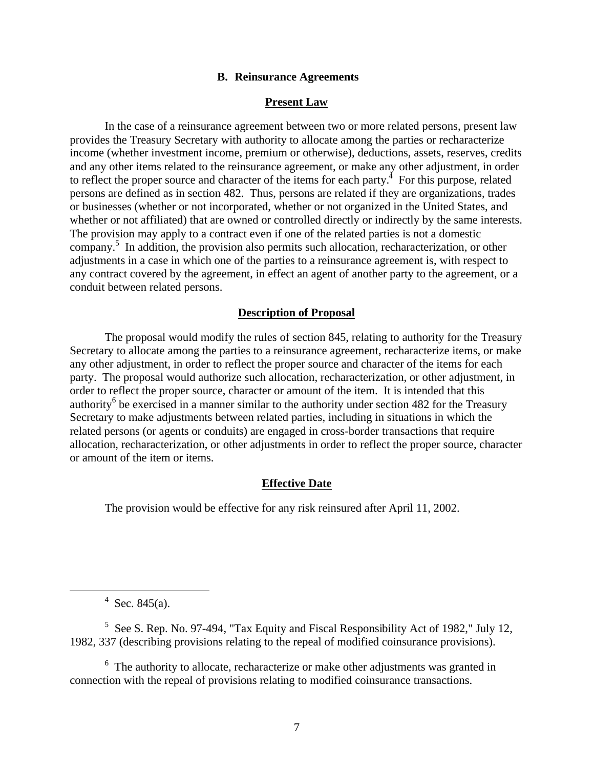## B. Reinsurance Agreements

### Present Law

In the case of a reinsurance agreement between two or more related persons, present law provides the Treasury Secretary with authority to allocate among the parties or recharacterize income (whether investment income, premium or otherwise), deductions, assets, reserves, credits and any other items related to the reinsurance agreement, or make any other adjustment, in order to reflect the proper source and character of the items for each party.[4] For this purpose, related persons are defined as in section 482. Thus, persons are related if they are organizations, trades or businesses (whether or not incorporated, whether or not organized in the United States, and whether or not affiliated) that are owned or controlled directly or indirectly by the same interests. The provision may apply to a contract even if one of the related parties is not a domestic company.[5] In addition, the provision also permits such allocation, recharacterization, or other adjustments in a case in which one of the parties to a reinsurance agreement is, with respect to any contract covered by the agreement, in effect an agent of another party to the agreement, or a conduit between related persons.

### Description of Proposal

The proposal would modify the rules of section 845, relating to authority for the Treasury Secretary to allocate among the parties to a reinsurance agreement, recharacterize items, or make any other adjustment, in order to reflect the proper source and character of the items for each party. The proposal would authorize such allocation, recharacterization, or other adjustment, in order to reflect the proper source, character or amount of the item. It is intended that this authority[6] be exercised in a manner similar to the authority under section 482 for the Treasury Secretary to make adjustments between related parties, including in situations in which the related persons (or agents or conduits) are engaged in cross-border transactions that require allocation, recharacterization, or other adjustments in order to reflect the proper source, character or amount of the item or items.

### Effective Date

The provision would be effective for any risk reinsured after April 11, 2002.

---

[4] Sec. 845(a).

[5] See S. Rep. No. 97-494, "Tax Equity and Fiscal Responsibility Act of 1982," July 12, 1982, 337 (describing provisions relating to the repeal of modified coinsurance provisions).

[6] The authority to allocate, recharacterize or make other adjustments was granted in connection with the repeal of provisions relating to modified coinsurance transactions.